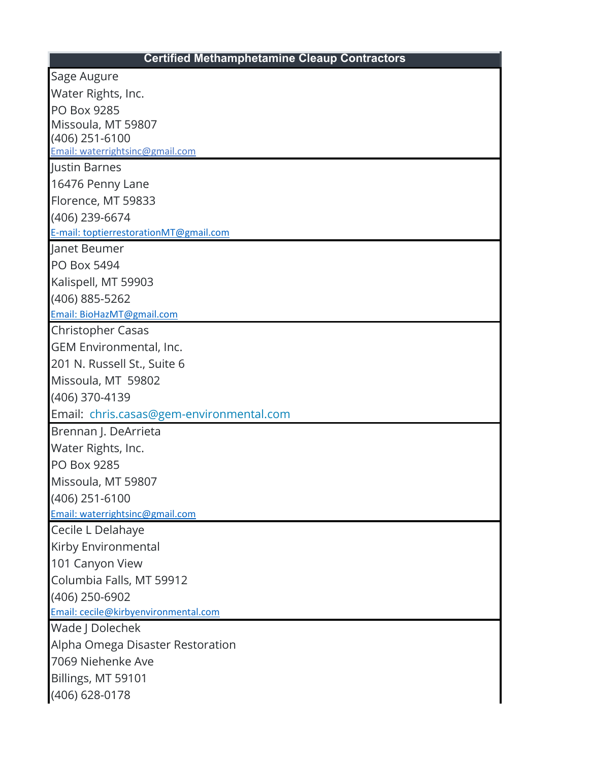| Certified Methamphetamine Cleaup Contractors |
| --- |
| Sage Augure<br>Water Rights, Inc.<br>PO Box 9285<br>Missoula, MT 59807<br>(406) 251-6100<br>Email: waterrightsinc@gmail.com |
| Justin Barnes<br>16476 Penny Lane<br>Florence, MT 59833<br>(406) 239-6674<br>E-mail: toptierrestorationMT@gmail.com |
| Janet Beumer<br>PO Box 5494<br>Kalispell, MT 59903<br>(406) 885-5262<br>Email: BioHazMT@gmail.com |
| Christopher Casas<br>GEM Environmental, Inc.<br>201 N. Russell St., Suite 6<br>Missoula, MT 59802<br>(406) 370-4139<br>Email: chris.casas@gem-environmental.com |
| Brennan J. DeArrieta<br>Water Rights, Inc.<br>PO Box 9285<br>Missoula, MT 59807<br>(406) 251-6100<br>Email: waterrightsinc@gmail.com |
| Cecile L Delahaye<br>Kirby Environmental<br>101 Canyon View<br>Columbia Falls, MT 59912<br>(406) 250-6902<br>Email: cecile@kirbyenvironmental.com |
| Wade J Dolechek<br>Alpha Omega Disaster Restoration<br>7069 Niehenke Ave<br>Billings, MT 59101<br>(406) 628-0178 |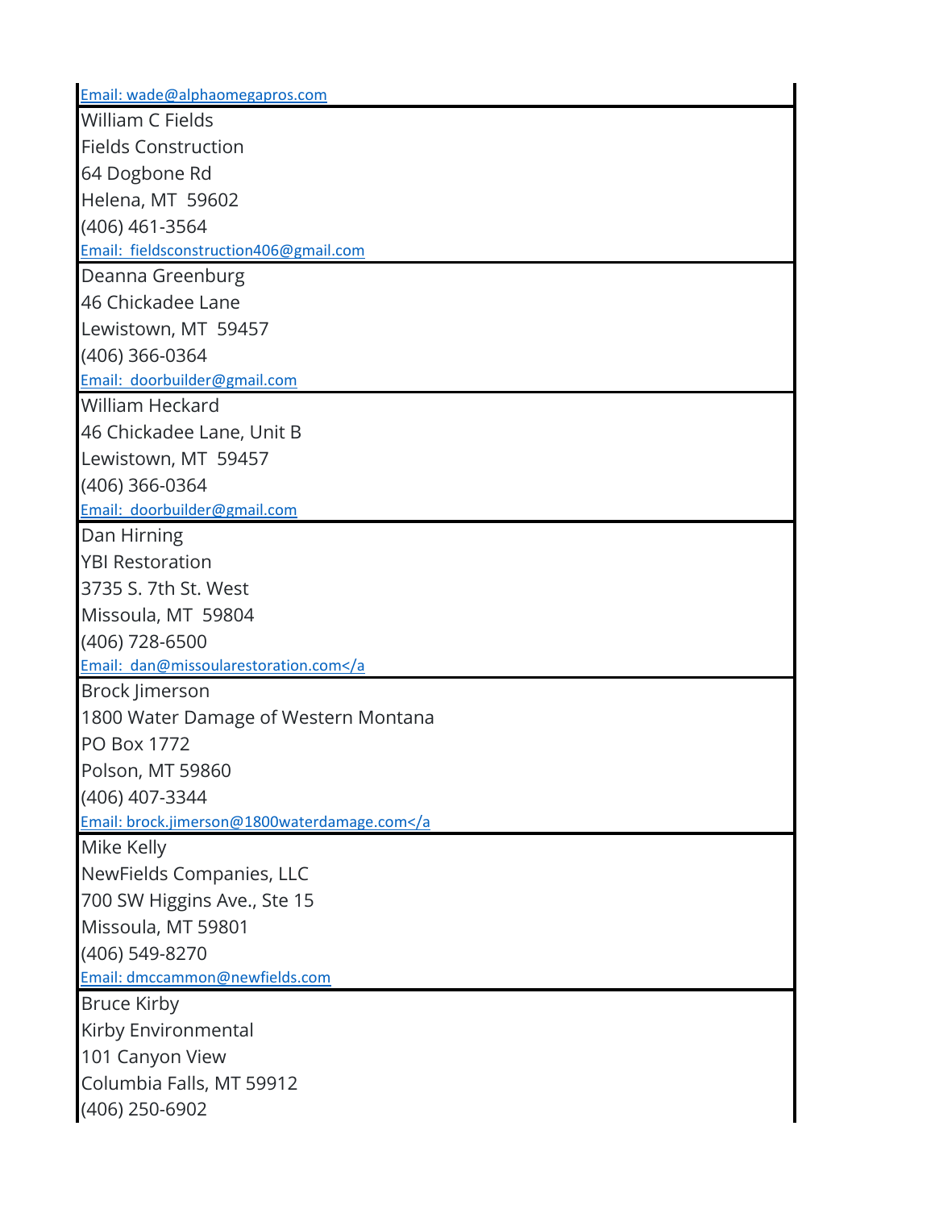Email: wade@alphaomegapros.com

William C Fields
Fields Construction
64 Dogbone Rd
Helena, MT  59602
(406) 461-3564
Email:  fieldsconstruction406@gmail.com

Deanna Greenburg
46 Chickadee Lane
Lewistown, MT  59457
(406) 366-0364
Email:  doorbuilder@gmail.com

William Heckard
46 Chickadee Lane, Unit B
Lewistown, MT  59457
(406) 366-0364
Email:  doorbuilder@gmail.com

Dan Hirning
YBI Restoration
3735 S. 7th St. West
Missoula, MT  59804
(406) 728-6500
Email:  dan@missoularestoration.com</a

Brock Jimerson
1800 Water Damage of Western Montana
PO Box 1772
Polson, MT 59860
(406) 407-3344
Email: brock.jimerson@1800waterdamage.com</a

Mike Kelly
NewFields Companies, LLC
700 SW Higgins Ave., Ste 15
Missoula, MT 59801
(406) 549-8270
Email: dmccammon@newfields.com

Bruce Kirby
Kirby Environmental
101 Canyon View
Columbia Falls, MT 59912
(406) 250-6902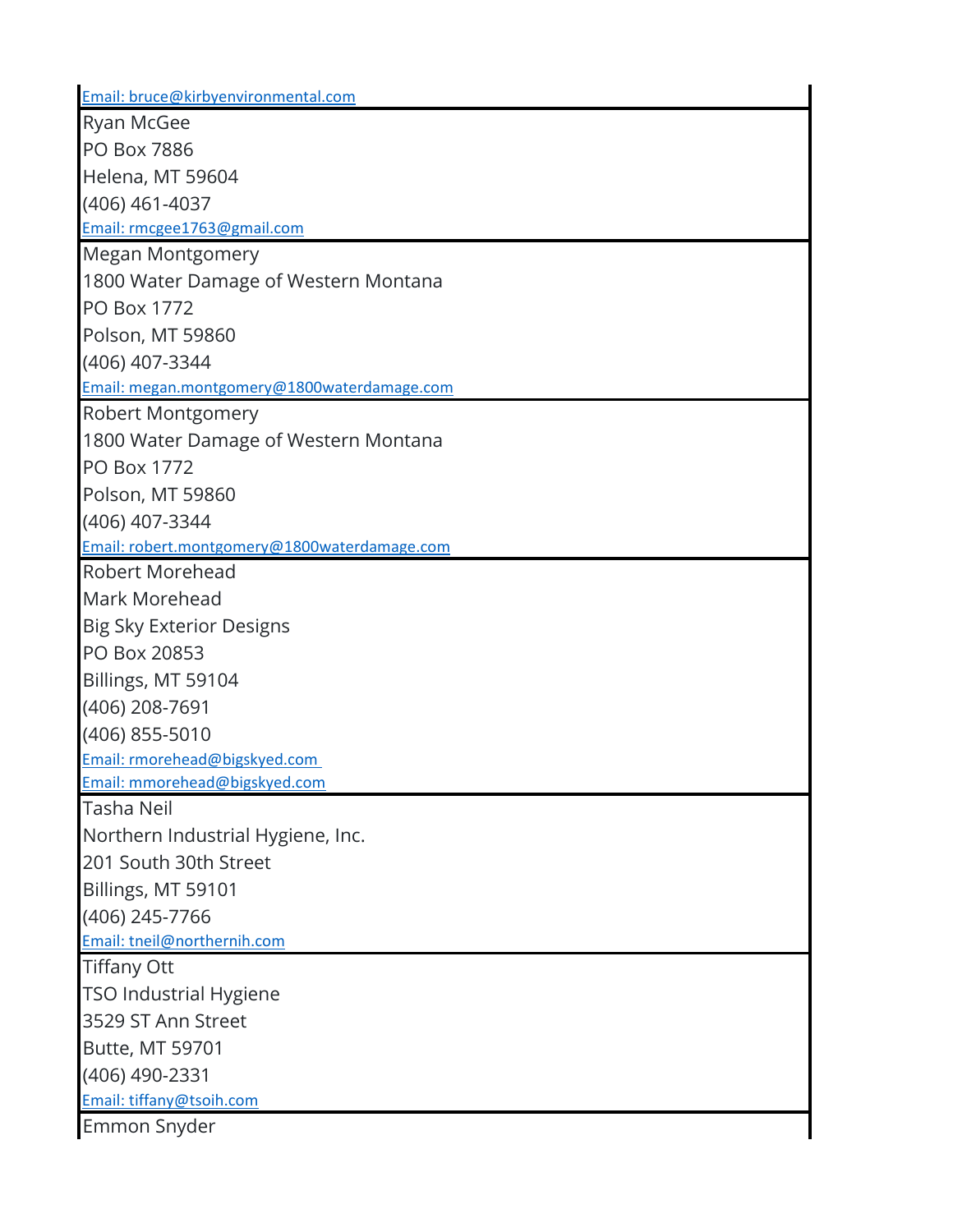Email: bruce@kirbyenvironmental.com

Ryan McGee
PO Box 7886
Helena, MT 59604
(406) 461-4037
Email: rmcgee1763@gmail.com

Megan Montgomery
1800 Water Damage of Western Montana
PO Box 1772
Polson, MT 59860
(406) 407-3344
Email: megan.montgomery@1800waterdamage.com

Robert Montgomery
1800 Water Damage of Western Montana
PO Box 1772
Polson, MT 59860
(406) 407-3344
Email: robert.montgomery@1800waterdamage.com

Robert Morehead
Mark Morehead
Big Sky Exterior Designs
PO Box 20853
Billings, MT 59104
(406) 208-7691
(406) 855-5010
Email: rmorehead@bigskyed.com
Email: mmorehead@bigskyed.com

Tasha Neil
Northern Industrial Hygiene, Inc.
201 South 30th Street
Billings, MT 59101
(406) 245-7766
Email: tneil@northernih.com

Tiffany Ott
TSO Industrial Hygiene
3529 ST Ann Street
Butte, MT 59701
(406) 490-2331
Email: tiffany@tsoih.com

Emmon Snyder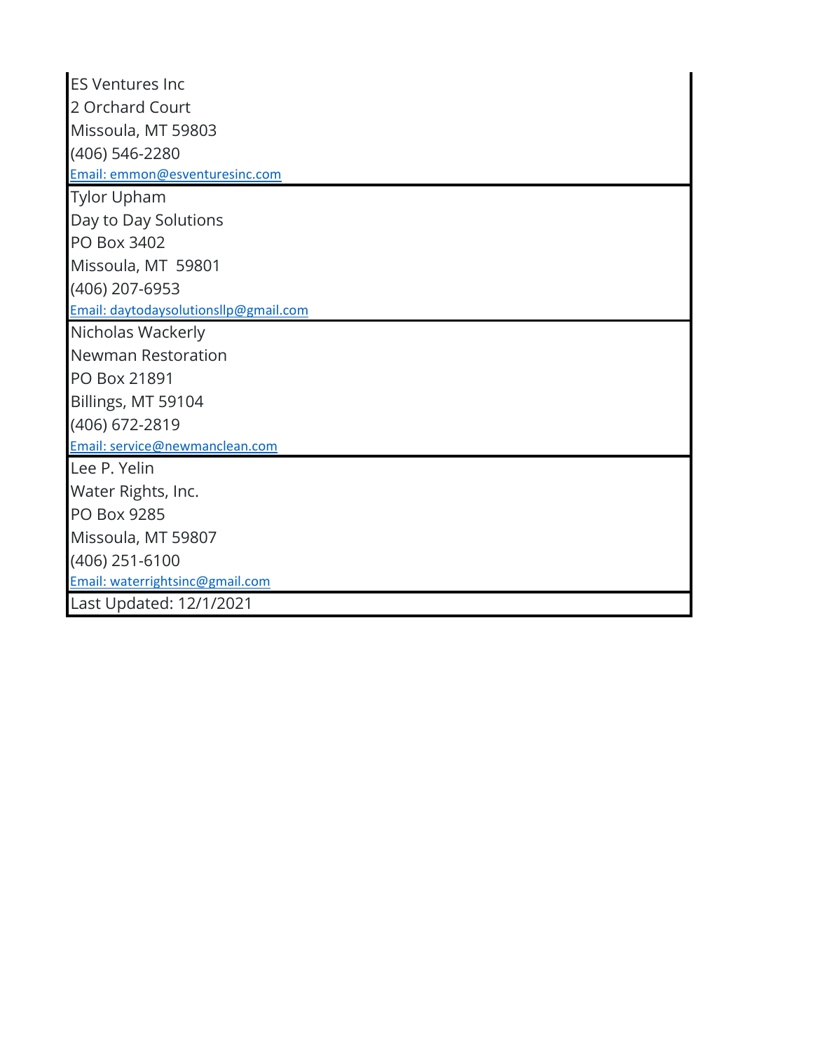ES Ventures Inc
2 Orchard Court
Missoula, MT 59803
(406) 546-2280
Email: emmon@esventuresinc.com

Tylor Upham
Day to Day Solutions
PO Box 3402
Missoula, MT 59801
(406) 207-6953
Email: daytodaysolutionsllp@gmail.com

Nicholas Wackerly
Newman Restoration
PO Box 21891
Billings, MT 59104
(406) 672-2819
Email: service@newmanclean.com

Lee P. Yelin
Water Rights, Inc.
PO Box 9285
Missoula, MT 59807
(406) 251-6100
Email: waterrightsinc@gmail.com

Last Updated: 12/1/2021